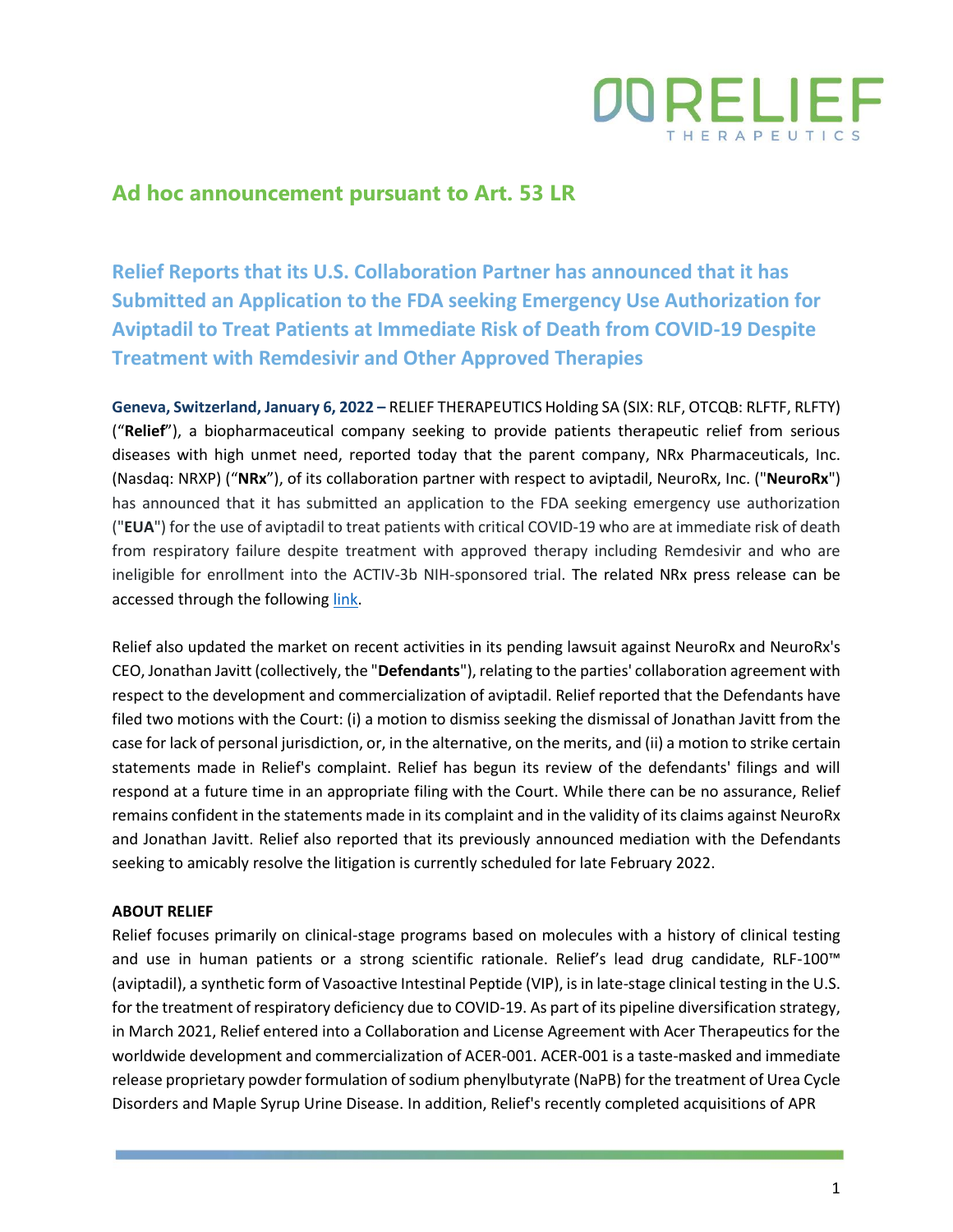## Ad hoc announcement pursuant to Art. 53 LR

# Relief Reports that its U.S. Collaboration Partner has announced that it has Submitted an Application to the FDA seeking Emergency Use Authorization for Aviptadil to Treat Patients at Immediate Risk of Death from COVID-19 Despite Treatment with Remdesivir and Other Approved Therapies

**Geneva, Switzerland, January 6, 2022 –** RELIEF THERAPEUTICS Holding SA (SIX: RLF, OTCQB: RLFTF, RLFTY) ("**Relief**"), a biopharmaceutical company seeking to provide patients therapeutic relief from serious diseases with high unmet need, reported today that the parent company, NRx Pharmaceuticals, Inc. (Nasdaq: NRXP) ("**NRx**"), of its collaboration partner with respect to aviptadil, NeuroRx, Inc. ("**NeuroRx**") has announced that it has submitted an application to the FDA seeking emergency use authorization ("**EUA**") for the use of aviptadil to treat patients with critical COVID-19 who are at immediate risk of death from respiratory failure despite treatment with approved therapy including Remdesivir and who are ineligible for enrollment into the ACTIV-3b NIH-sponsored trial. The related NRx press release can be accessed through the following link.

Relief also updated the market on recent activities in its pending lawsuit against NeuroRx and NeuroRx's CEO, Jonathan Javitt (collectively, the "**Defendants**"), relating to the parties' collaboration agreement with respect to the development and commercialization of aviptadil. Relief reported that the Defendants have filed two motions with the Court: (i) a motion to dismiss seeking the dismissal of Jonathan Javitt from the case for lack of personal jurisdiction, or, in the alternative, on the merits, and (ii) a motion to strike certain statements made in Relief's complaint. Relief has begun its review of the defendants' filings and will respond at a future time in an appropriate filing with the Court. While there can be no assurance, Relief remains confident in the statements made in its complaint and in the validity of its claims against NeuroRx and Jonathan Javitt. Relief also reported that its previously announced mediation with the Defendants seeking to amicably resolve the litigation is currently scheduled for late February 2022.

**ABOUT RELIEF**

Relief focuses primarily on clinical-stage programs based on molecules with a history of clinical testing and use in human patients or a strong scientific rationale. Relief's lead drug candidate, RLF-100™ (aviptadil), a synthetic form of Vasoactive Intestinal Peptide (VIP), is in late-stage clinical testing in the U.S. for the treatment of respiratory deficiency due to COVID-19. As part of its pipeline diversification strategy, in March 2021, Relief entered into a Collaboration and License Agreement with Acer Therapeutics for the worldwide development and commercialization of ACER-001. ACER-001 is a taste-masked and immediate release proprietary powder formulation of sodium phenylbutyrate (NaPB) for the treatment of Urea Cycle Disorders and Maple Syrup Urine Disease. In addition, Relief's recently completed acquisitions of APR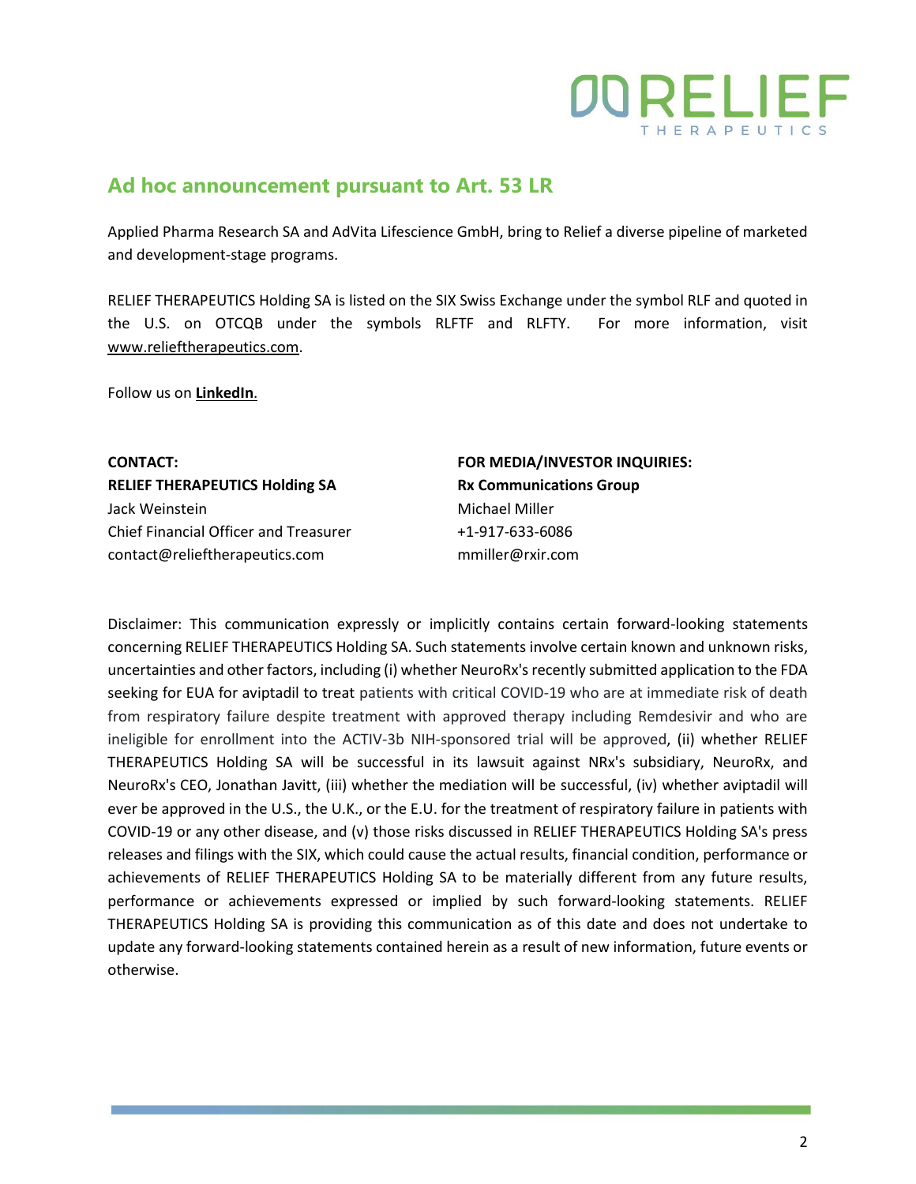## Ad hoc announcement pursuant to Art. 53 LR

Applied Pharma Research SA and AdVita Lifescience GmbH, bring to Relief a diverse pipeline of marketed and development-stage programs.

RELIEF THERAPEUTICS Holding SA is listed on the SIX Swiss Exchange under the symbol RLF and quoted in the U.S. on OTCQB under the symbols RLFTF and RLFTY. For more information, visit www.relieftherapeutics.com.

Follow us on **LinkedIn**.

**CONTACT:**
**RELIEF THERAPEUTICS Holding SA**
Jack Weinstein
Chief Financial Officer and Treasurer
contact@relieftherapeutics.com

**FOR MEDIA/INVESTOR INQUIRIES:**
**Rx Communications Group**
Michael Miller
+1-917-633-6086
mmiller@rxir.com

Disclaimer: This communication expressly or implicitly contains certain forward-looking statements concerning RELIEF THERAPEUTICS Holding SA. Such statements involve certain known and unknown risks, uncertainties and other factors, including (i) whether NeuroRx's recently submitted application to the FDA seeking for EUA for aviptadil to treat patients with critical COVID-19 who are at immediate risk of death from respiratory failure despite treatment with approved therapy including Remdesivir and who are ineligible for enrollment into the ACTIV-3b NIH-sponsored trial will be approved, (ii) whether RELIEF THERAPEUTICS Holding SA will be successful in its lawsuit against NRx's subsidiary, NeuroRx, and NeuroRx's CEO, Jonathan Javitt, (iii) whether the mediation will be successful, (iv) whether aviptadil will ever be approved in the U.S., the U.K., or the E.U. for the treatment of respiratory failure in patients with COVID-19 or any other disease, and (v) those risks discussed in RELIEF THERAPEUTICS Holding SA's press releases and filings with the SIX, which could cause the actual results, financial condition, performance or achievements of RELIEF THERAPEUTICS Holding SA to be materially different from any future results, performance or achievements expressed or implied by such forward-looking statements. RELIEF THERAPEUTICS Holding SA is providing this communication as of this date and does not undertake to update any forward-looking statements contained herein as a result of new information, future events or otherwise.